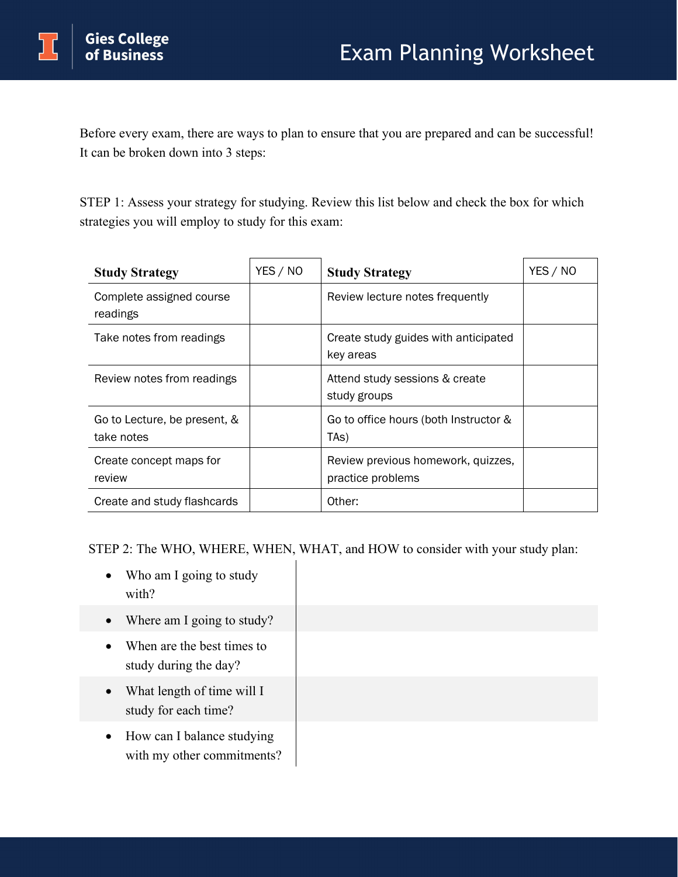# Exam Planning Worksheet

Gies College of Business

Before every exam, there are ways to plan to ensure that you are prepared and can be successful! It can be broken down into 3 steps:

STEP 1: Assess your strategy for studying. Review this list below and check the box for which strategies you will employ to study for this exam:

| **Study Strategy** | YES / NO | **Study Strategy** | YES / NO |
|---|---|---|---|
| Complete assigned course readings | | Review lecture notes frequently | |
| Take notes from readings | | Create study guides with anticipated key areas | |
| Review notes from readings | | Attend study sessions & create study groups | |
| Go to Lecture, be present, & take notes | | Go to office hours (both Instructor & TAs) | |
| Create concept maps for review | | Review previous homework, quizzes, practice problems | |
| Create and study flashcards | | Other: | |

STEP 2: The WHO, WHERE, WHEN, WHAT, and HOW to consider with your study plan:

| | |
|---|---|
| • Who am I going to study with? | |
| • Where am I going to study? | |
| • When are the best times to study during the day? | |
| • What length of time will I study for each time? | |
| • How can I balance studying with my other commitments? | |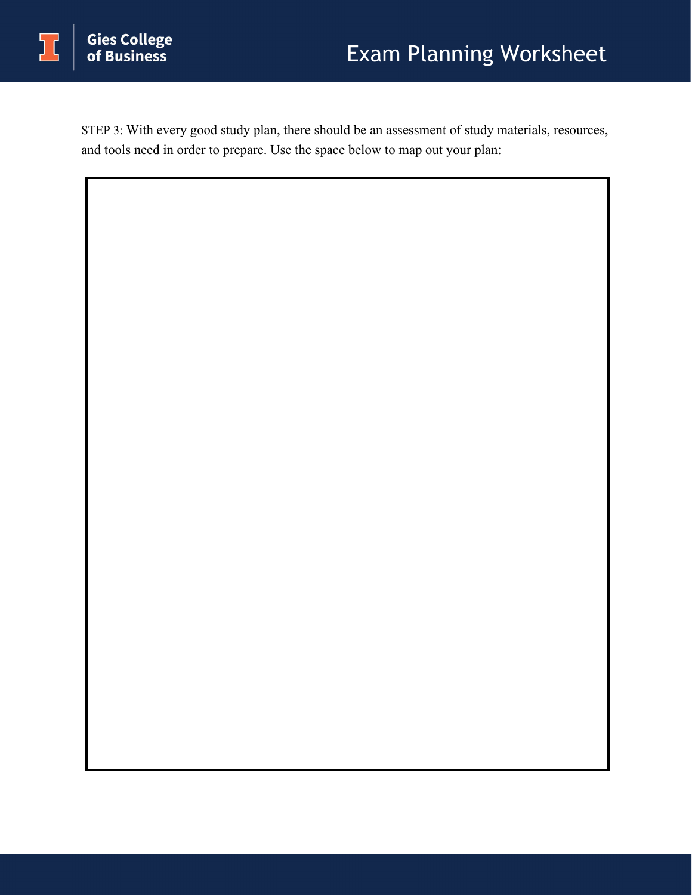STEP 3: With every good study plan, there should be an assessment of study materials, resources, and tools need in order to prepare. Use the space below to map out your plan: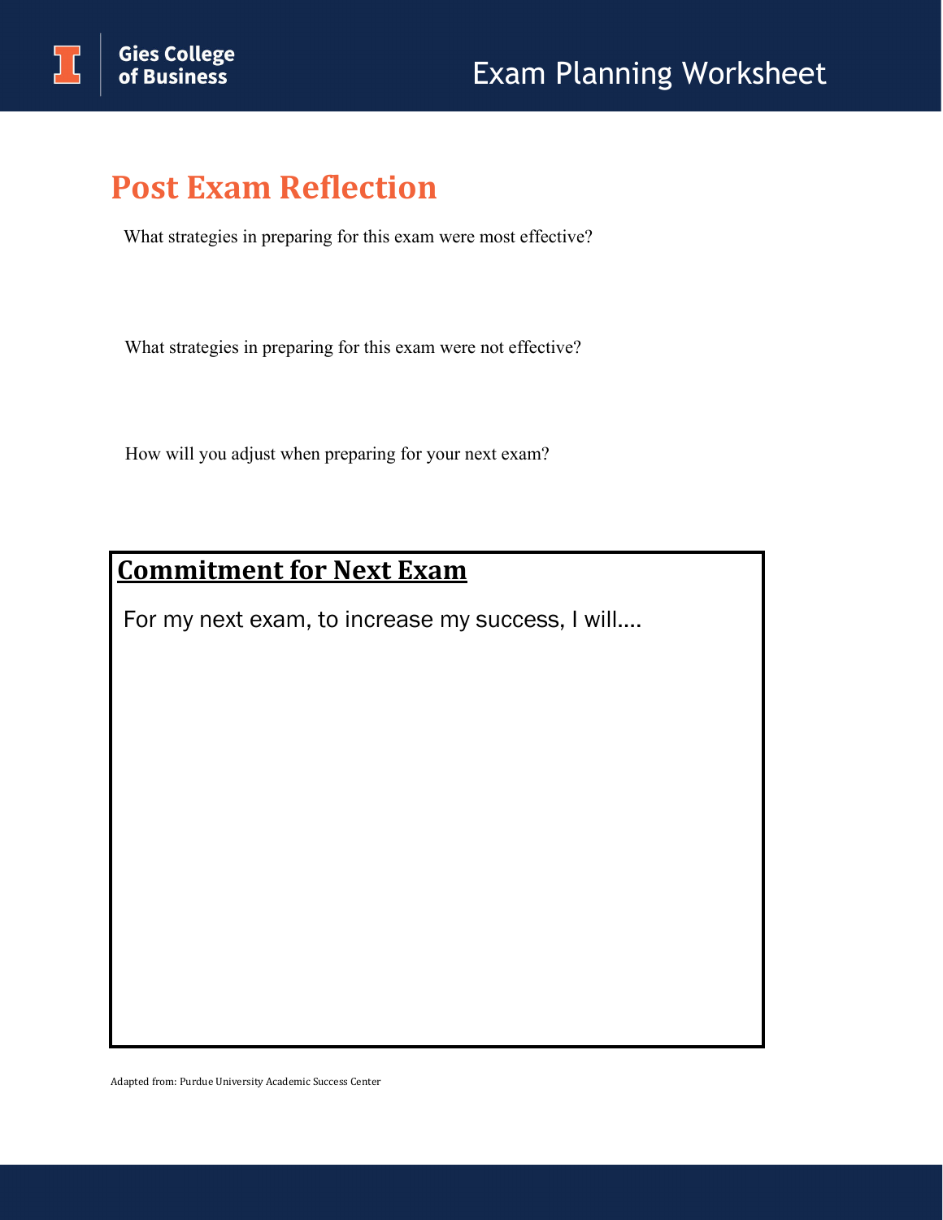# Post Exam Reflection

What strategies in preparing for this exam were most effective?

What strategies in preparing for this exam were not effective?

How will you adjust when preparing for your next exam?

## Commitment for Next Exam

For my next exam, to increase my success, I will….

Adapted from: Purdue University Academic Success Center